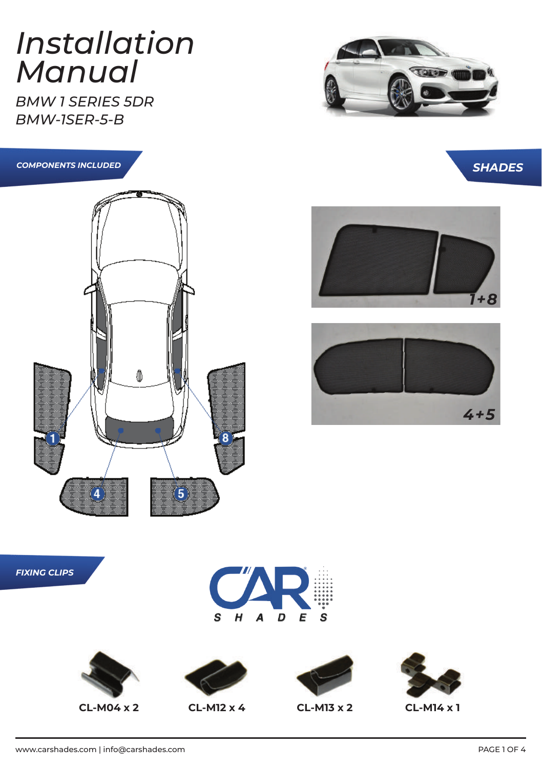# Installation Manual

*BMW 1 SERIES 5DR*
*BMW-1SER-5-B*

## COMPONENTS INCLUDED

1 8 4 5

## SHADES

1+8

4+5

## FIXING CLIPS

CAR SHADES

CL-M04 x 2

CL-M12 x 4

CL-M13 x 2

CL-M14 x 1

www.carshades.com | info@carshades.com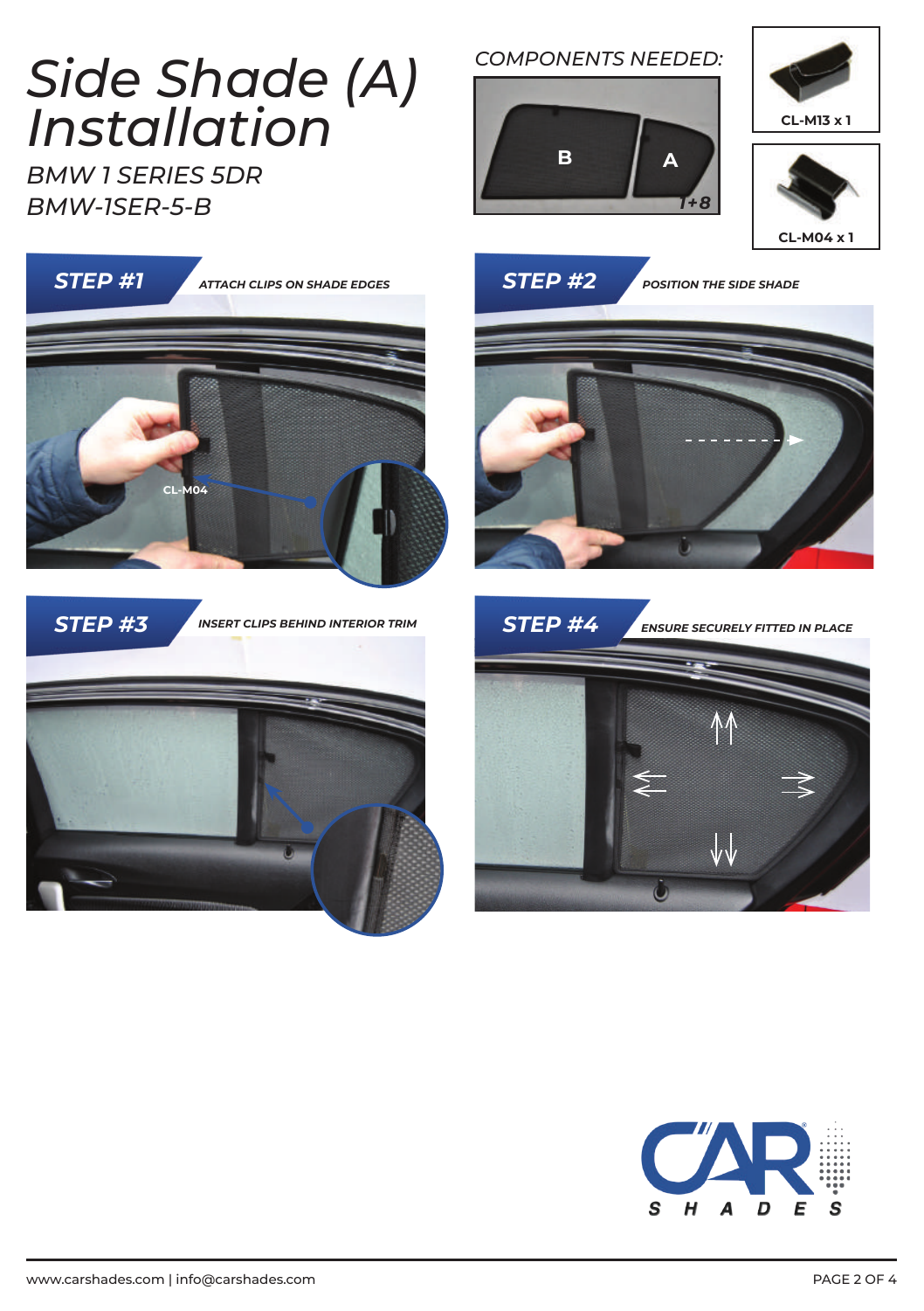# Side Shade (A) Installation

## BMW 1 SERIES 5DR

## BMW-1SER-5-B

*COMPONENTS NEEDED:*

B

A

1+8

CL-M13 x 1

CL-M04 x 1

## STEP #1

*ATTACH CLIPS ON SHADE EDGES*

CL-M04

## STEP #2

*POSITION THE SIDE SHADE*

## STEP #3

*INSERT CLIPS BEHIND INTERIOR TRIM*

## STEP #4

*ENSURE SECURELY FITTED IN PLACE*

CAR SHADES

www.carshades.com | info@carshades.com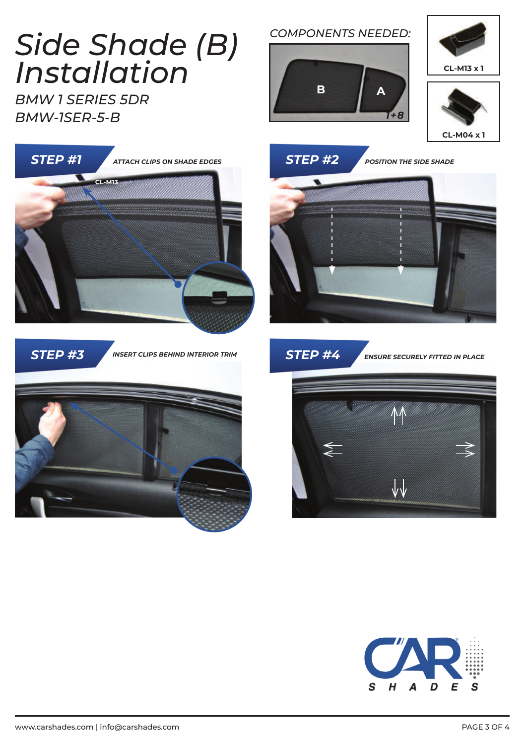# Side Shade (B) Installation

*BMW 1 SERIES 5DR*

*BMW-1SER-5-B*

*COMPONENTS NEEDED:*

B A 1+8

CL-M13 x 1

CL-M04 x 1

## STEP #1

ATTACH CLIPS ON SHADE EDGES

CL-M13

## STEP #2

POSITION THE SIDE SHADE

## STEP #3

INSERT CLIPS BEHIND INTERIOR TRIM

## STEP #4

ENSURE SECURELY FITTED IN PLACE

CAR SHADES

www.carshades.com | info@carshades.com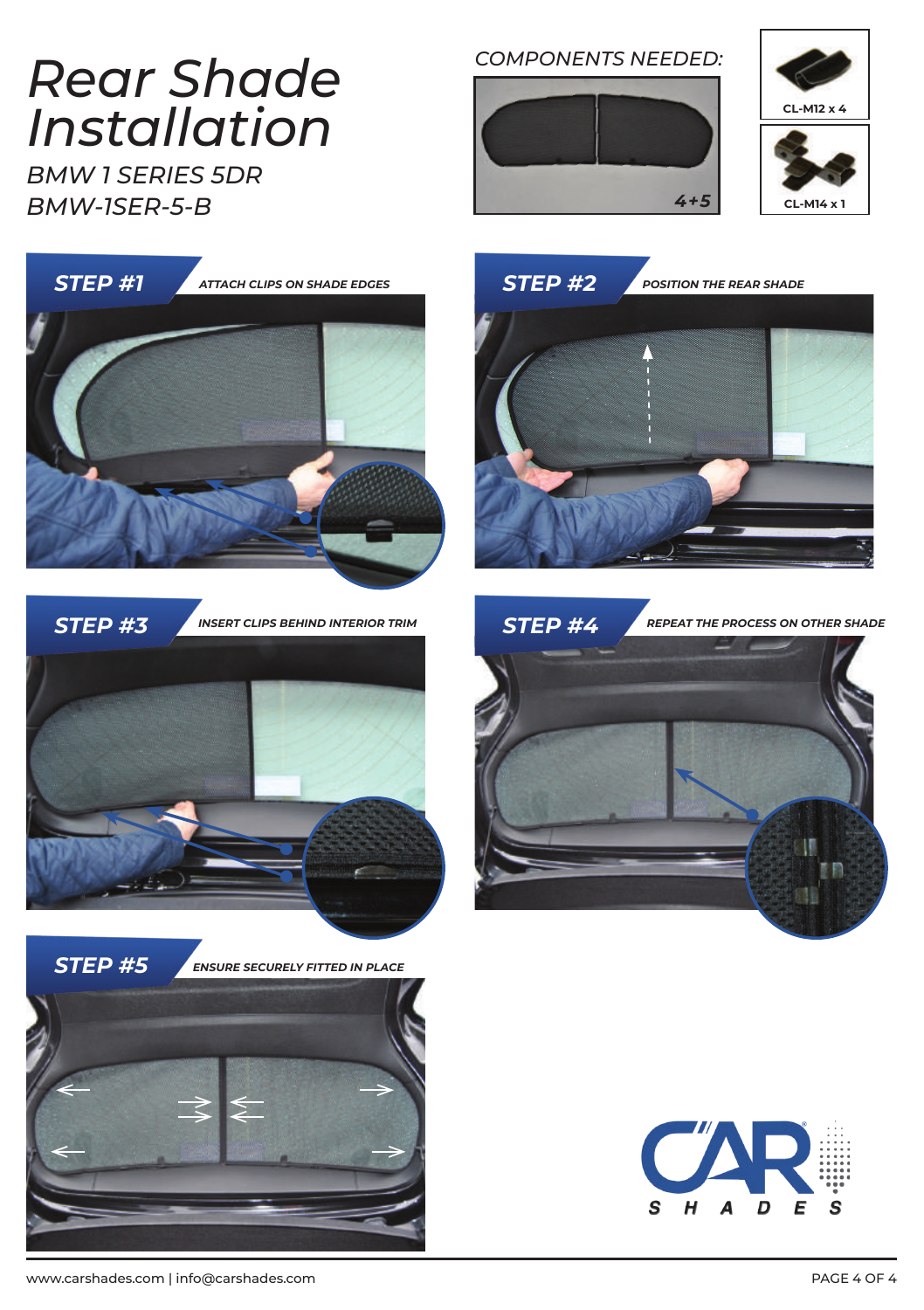# *Rear Shade Installation*

*BMW 1 SERIES 5DR*

*BMW-1SER-5-B*

*COMPONENTS NEEDED:*

4+5

CL-M12 x 4

CL-M14 x 1

## STEP #1

ATTACH CLIPS ON SHADE EDGES

## STEP #2

POSITION THE REAR SHADE

## STEP #3

INSERT CLIPS BEHIND INTERIOR TRIM

## STEP #4

REPEAT THE PROCESS ON OTHER SHADE

## STEP #5

ENSURE SECURELY FITTED IN PLACE

CAR SHADES

www.carshades.com | info@carshades.com